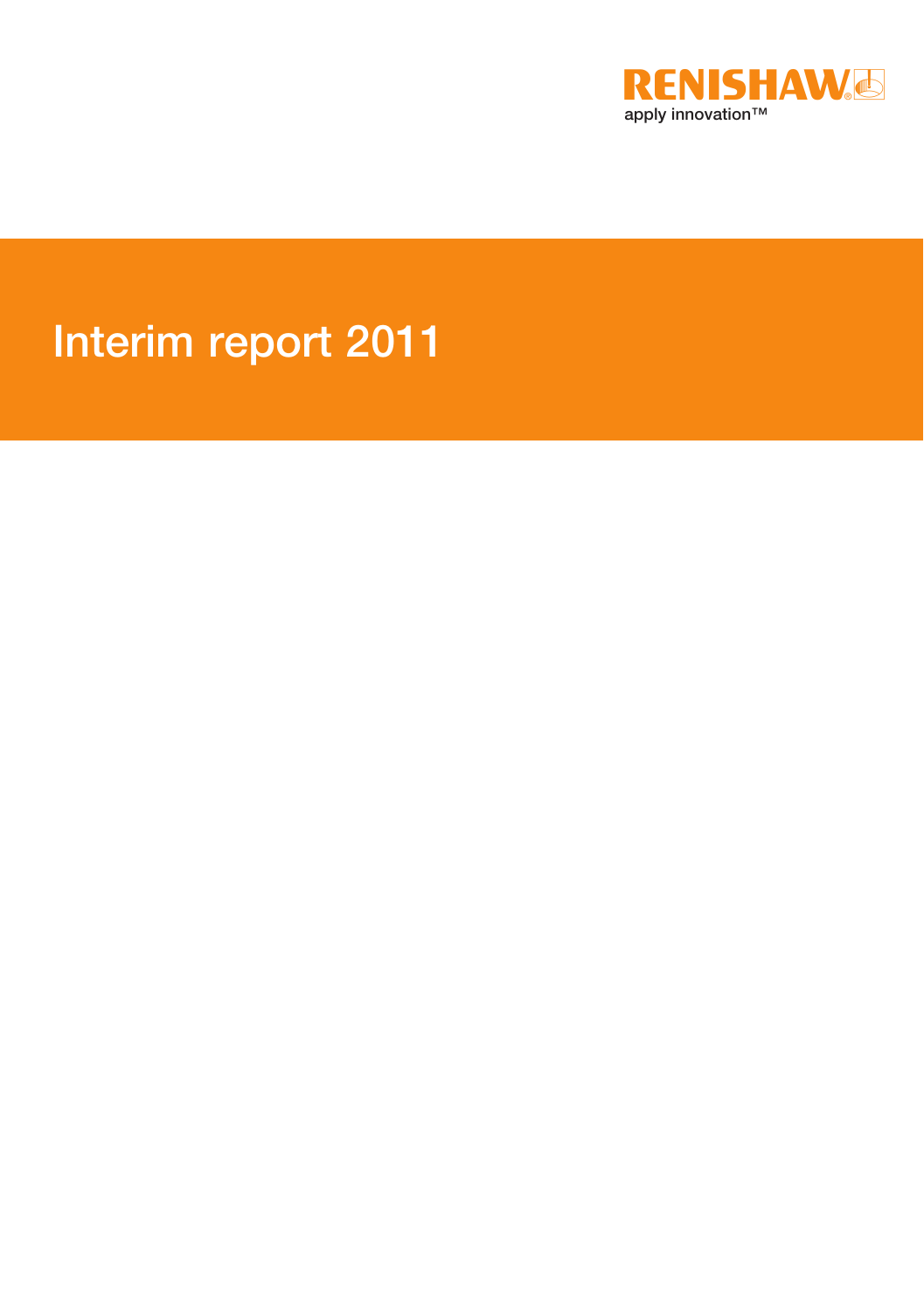RENISHAW

apply innovation™

# Interim report 2011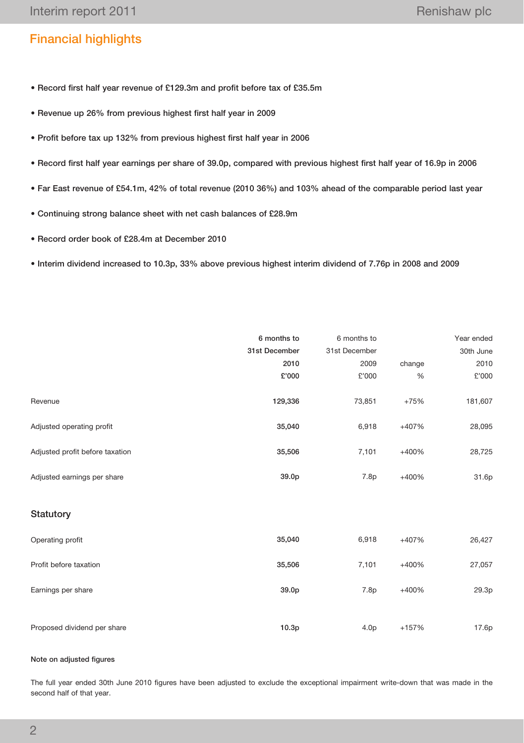## Financial highlights

- Record first half year revenue of £129.3m and profit before tax of £35.5m
- Revenue up 26% from previous highest first half year in 2009
- Profit before tax up 132% from previous highest first half year in 2006
- Record first half year earnings per share of 39.0p, compared with previous highest first half year of 16.9p in 2006
- Far East revenue of £54.1m, 42% of total revenue (2010 36%) and 103% ahead of the comparable period last year
- Continuing strong balance sheet with net cash balances of £28.9m
- Record order book of £28.4m at December 2010
- Interim dividend increased to 10.3p, 33% above previous highest interim dividend of 7.76p in 2008 and 2009

| | **6 months to 31st December 2010 £'000** | 6 months to 31st December 2009 £'000 | change % | Year ended 30th June 2010 £'000 |
|---|---|---|---|---|
| Revenue | **129,336** | 73,851 | +75% | 181,607 |
| Adjusted operating profit | **35,040** | 6,918 | +407% | 28,095 |
| Adjusted profit before taxation | **35,506** | 7,101 | +400% | 28,725 |
| Adjusted earnings per share | **39.0p** | 7.8p | +400% | 31.6p |
| **Statutory** | | | | |
| Operating profit | **35,040** | 6,918 | +407% | 26,427 |
| Profit before taxation | **35,506** | 7,101 | +400% | 27,057 |
| Earnings per share | **39.0p** | 7.8p | +400% | 29.3p |
| Proposed dividend per share | **10.3p** | 4.0p | +157% | 17.6p |

**Note on adjusted figures**

The full year ended 30th June 2010 figures have been adjusted to exclude the exceptional impairment write-down that was made in the second half of that year.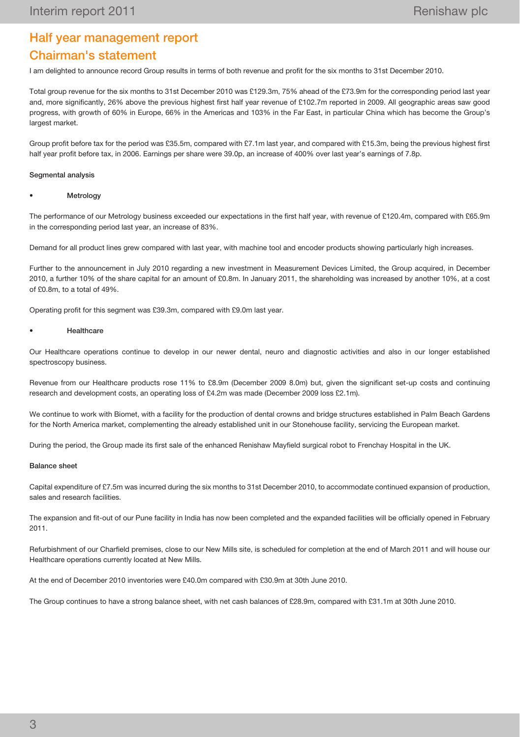# Half year management report

## Chairman's statement

I am delighted to announce record Group results in terms of both revenue and profit for the six months to 31st December 2010.

Total group revenue for the six months to 31st December 2010 was £129.3m, 75% ahead of the £73.9m for the corresponding period last year and, more significantly, 26% above the previous highest first half year revenue of £102.7m reported in 2009. All geographic areas saw good progress, with growth of 60% in Europe, 66% in the Americas and 103% in the Far East, in particular China which has become the Group's largest market.

Group profit before tax for the period was £35.5m, compared with £7.1m last year, and compared with £15.3m, being the previous highest first half year profit before tax, in 2006. Earnings per share were 39.0p, an increase of 400% over last year's earnings of 7.8p.

**Segmental analysis**

- **Metrology**

The performance of our Metrology business exceeded our expectations in the first half year, with revenue of £120.4m, compared with £65.9m in the corresponding period last year, an increase of 83%.

Demand for all product lines grew compared with last year, with machine tool and encoder products showing particularly high increases.

Further to the announcement in July 2010 regarding a new investment in Measurement Devices Limited, the Group acquired, in December 2010, a further 10% of the share capital for an amount of £0.8m. In January 2011, the shareholding was increased by another 10%, at a cost of £0.8m, to a total of 49%.

Operating profit for this segment was £39.3m, compared with £9.0m last year.

- **Healthcare**

Our Healthcare operations continue to develop in our newer dental, neuro and diagnostic activities and also in our longer established spectroscopy business.

Revenue from our Healthcare products rose 11% to £8.9m (December 2009 8.0m) but, given the significant set-up costs and continuing research and development costs, an operating loss of £4.2m was made (December 2009 loss £2.1m).

We continue to work with Biomet, with a facility for the production of dental crowns and bridge structures established in Palm Beach Gardens for the North America market, complementing the already established unit in our Stonehouse facility, servicing the European market.

During the period, the Group made its first sale of the enhanced Renishaw Mayfield surgical robot to Frenchay Hospital in the UK.

**Balance sheet**

Capital expenditure of £7.5m was incurred during the six months to 31st December 2010, to accommodate continued expansion of production, sales and research facilities.

The expansion and fit-out of our Pune facility in India has now been completed and the expanded facilities will be officially opened in February 2011.

Refurbishment of our Charfield premises, close to our New Mills site, is scheduled for completion at the end of March 2011 and will house our Healthcare operations currently located at New Mills.

At the end of December 2010 inventories were £40.0m compared with £30.9m at 30th June 2010.

The Group continues to have a strong balance sheet, with net cash balances of £28.9m, compared with £31.1m at 30th June 2010.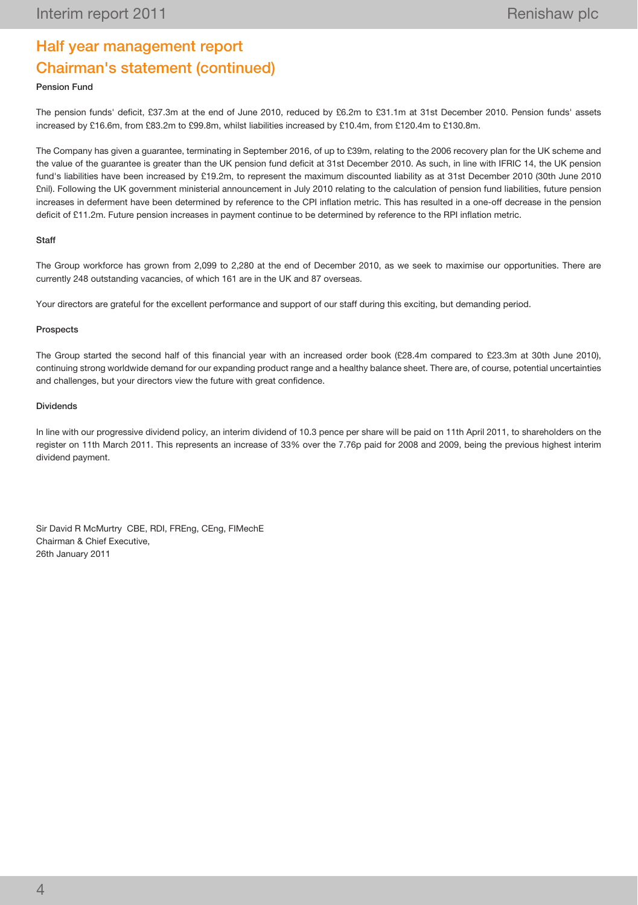## Half year management report

## Chairman's statement (continued)

**Pension Fund**

The pension funds' deficit, £37.3m at the end of June 2010, reduced by £6.2m to £31.1m at 31st December 2010. Pension funds' assets increased by £16.6m, from £83.2m to £99.8m, whilst liabilities increased by £10.4m, from £120.4m to £130.8m.

The Company has given a guarantee, terminating in September 2016, of up to £39m, relating to the 2006 recovery plan for the UK scheme and the value of the guarantee is greater than the UK pension fund deficit at 31st December 2010. As such, in line with IFRIC 14, the UK pension fund's liabilities have been increased by £19.2m, to represent the maximum discounted liability as at 31st December 2010 (30th June 2010 £nil). Following the UK government ministerial announcement in July 2010 relating to the calculation of pension fund liabilities, future pension increases in deferment have been determined by reference to the CPI inflation metric. This has resulted in a one-off decrease in the pension deficit of £11.2m. Future pension increases in payment continue to be determined by reference to the RPI inflation metric.

**Staff**

The Group workforce has grown from 2,099 to 2,280 at the end of December 2010, as we seek to maximise our opportunities. There are currently 248 outstanding vacancies, of which 161 are in the UK and 87 overseas.

Your directors are grateful for the excellent performance and support of our staff during this exciting, but demanding period.

**Prospects**

The Group started the second half of this financial year with an increased order book (£28.4m compared to £23.3m at 30th June 2010), continuing strong worldwide demand for our expanding product range and a healthy balance sheet. There are, of course, potential uncertainties and challenges, but your directors view the future with great confidence.

**Dividends**

In line with our progressive dividend policy, an interim dividend of 10.3 pence per share will be paid on 11th April 2011, to shareholders on the register on 11th March 2011. This represents an increase of 33% over the 7.76p paid for 2008 and 2009, being the previous highest interim dividend payment.

Sir David R McMurtry CBE, RDI, FREng, CEng, FIMechE
Chairman & Chief Executive,
26th January 2011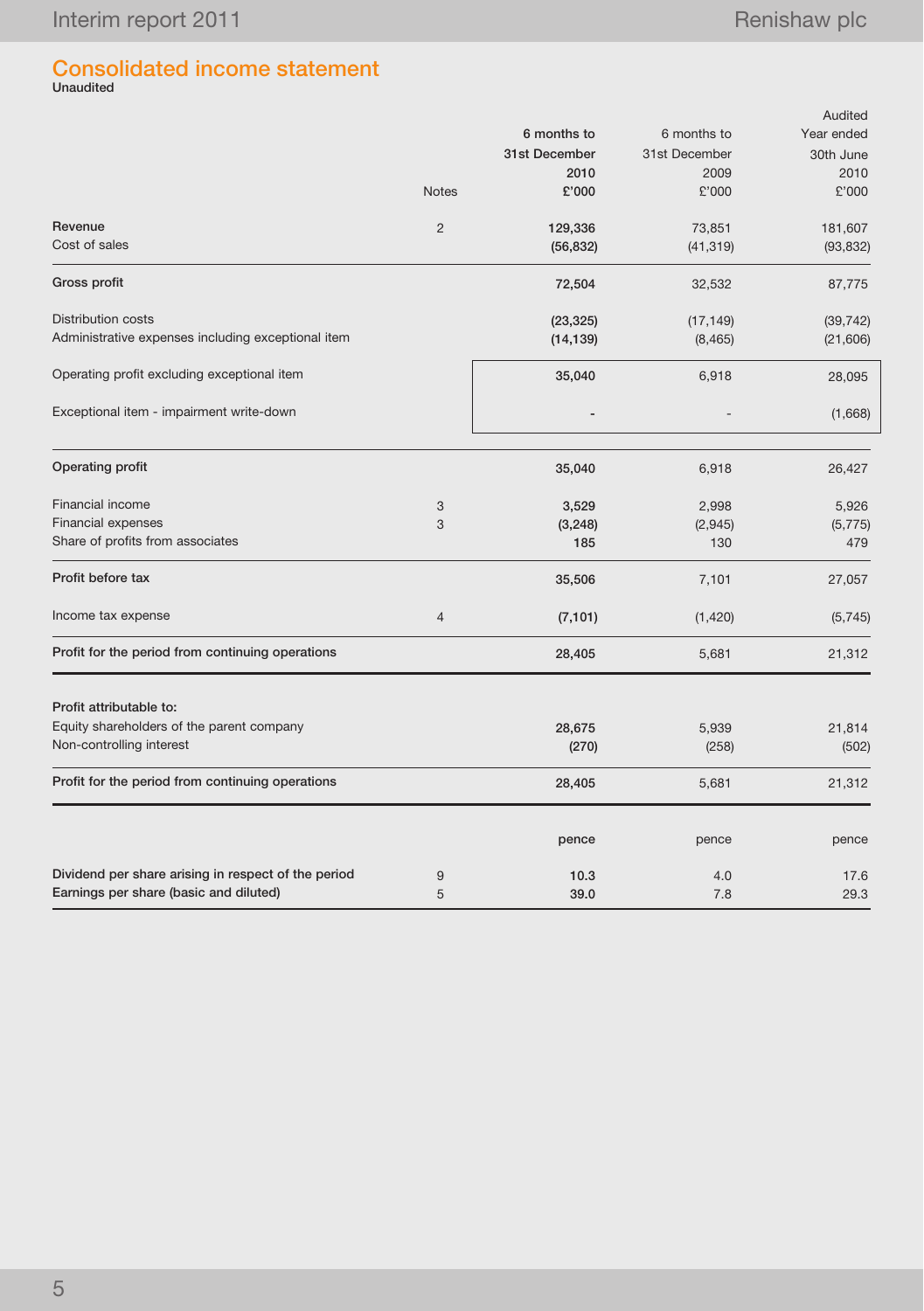## Consolidated income statement

**Unaudited**

| | Notes | 6 months to 31st December 2010 £'000 | 6 months to 31st December 2009 £'000 | Audited Year ended 30th June 2010 £'000 |
|---|---|---|---|---|
| Revenue | 2 | 129,336 | 73,851 | 181,607 |
| Cost of sales | | (56,832) | (41,319) | (93,832) |
| **Gross profit** | | 72,504 | 32,532 | 87,775 |
| Distribution costs | | (23,325) | (17,149) | (39,742) |
| Administrative expenses including exceptional item | | (14,139) | (8,465) | (21,606) |
| Operating profit excluding exceptional item | | 35,040 | 6,918 | 28,095 |
| Exceptional item - impairment write-down | | - | - | (1,668) |
| **Operating profit** | | 35,040 | 6,918 | 26,427 |
| Financial income | 3 | 3,529 | 2,998 | 5,926 |
| Financial expenses | 3 | (3,248) | (2,945) | (5,775) |
| Share of profits from associates | | 185 | 130 | 479 |
| **Profit before tax** | | 35,506 | 7,101 | 27,057 |
| Income tax expense | 4 | (7,101) | (1,420) | (5,745) |
| **Profit for the period from continuing operations** | | 28,405 | 5,681 | 21,312 |
| **Profit attributable to:** | | | | |
| Equity shareholders of the parent company | | 28,675 | 5,939 | 21,814 |
| Non-controlling interest | | (270) | (258) | (502) |
| **Profit for the period from continuing operations** | | 28,405 | 5,681 | 21,312 |
| | | pence | pence | pence |
| **Dividend per share arising in respect of the period** | 9 | 10.3 | 4.0 | 17.6 |
| **Earnings per share (basic and diluted)** | 5 | 39.0 | 7.8 | 29.3 |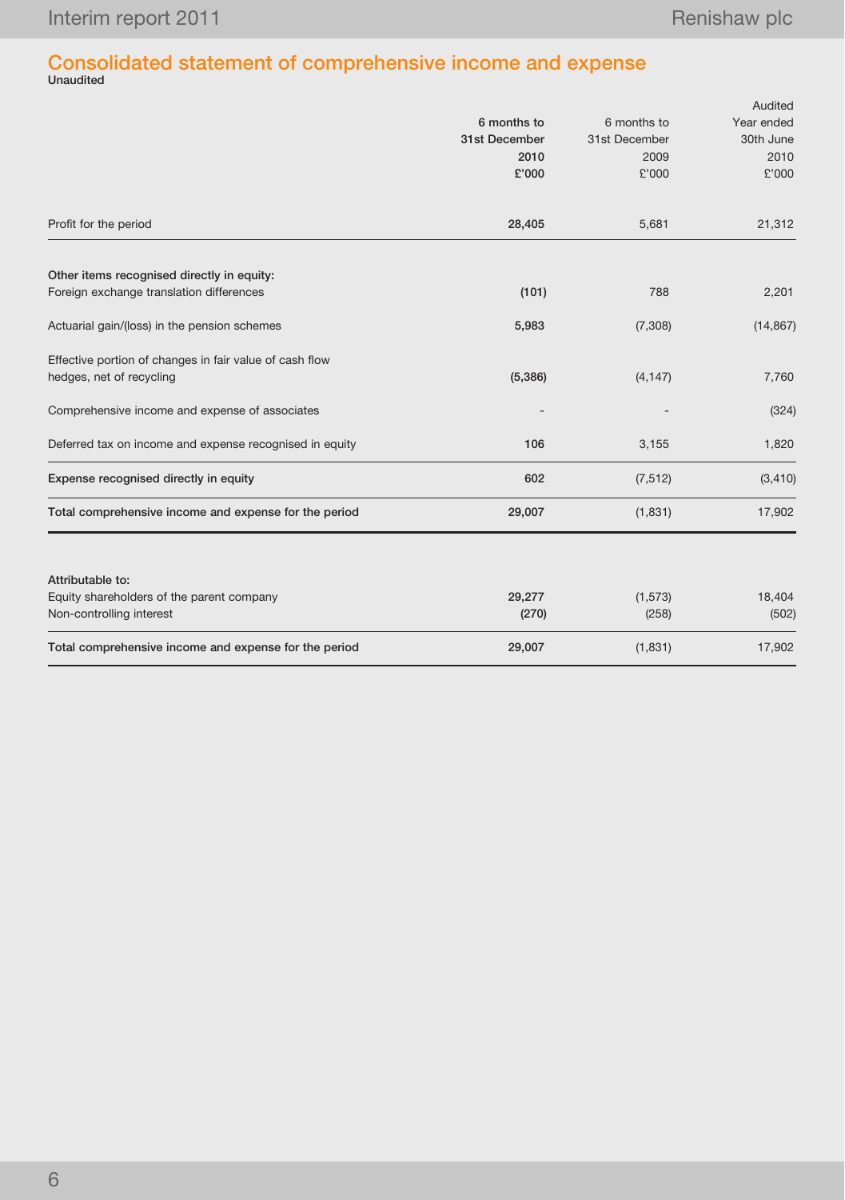## Consolidated statement of comprehensive income and expense

**Unaudited**

| | **6 months to 31st December 2010 £'000** | 6 months to 31st December 2009 £'000 | Audited Year ended 30th June 2010 £'000 |
|---|---|---|---|
| Profit for the period | **28,405** | 5,681 | 21,312 |
| **Other items recognised directly in equity:** | | | |
| Foreign exchange translation differences | **(101)** | 788 | 2,201 |
| Actuarial gain/(loss) in the pension schemes | **5,983** | (7,308) | (14,867) |
| Effective portion of changes in fair value of cash flow hedges, net of recycling | **(5,386)** | (4,147) | 7,760 |
| Comprehensive income and expense of associates | **-** | - | (324) |
| Deferred tax on income and expense recognised in equity | **106** | 3,155 | 1,820 |
| **Expense recognised directly in equity** | **602** | (7,512) | (3,410) |
| **Total comprehensive income and expense for the period** | **29,007** | (1,831) | 17,902 |
| **Attributable to:** | | | |
| Equity shareholders of the parent company | **29,277** | (1,573) | 18,404 |
| Non-controlling interest | **(270)** | (258) | (502) |
| **Total comprehensive income and expense for the period** | **29,007** | (1,831) | 17,902 |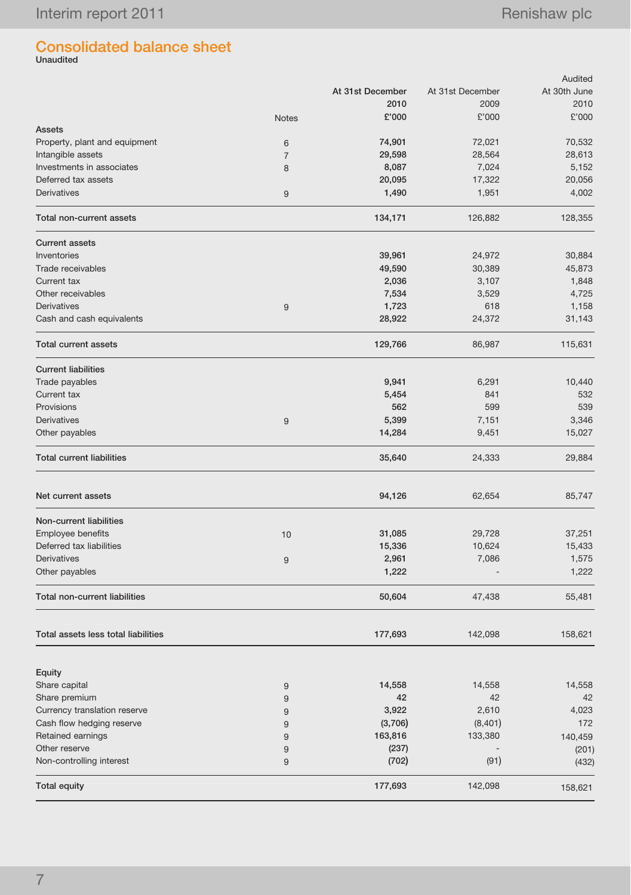## Consolidated balance sheet

**Unaudited**

| | Notes | At 31st December 2010 £'000 | At 31st December 2009 £'000 | Audited At 30th June 2010 £'000 |
|---|---|---|---|---|
| **Assets** | | | | |
| Property, plant and equipment | 6 | **74,901** | 72,021 | 70,532 |
| Intangible assets | 7 | **29,598** | 28,564 | 28,613 |
| Investments in associates | 8 | **8,087** | 7,024 | 5,152 |
| Deferred tax assets | | **20,095** | 17,322 | 20,056 |
| Derivatives | 9 | **1,490** | 1,951 | 4,002 |
| **Total non-current assets** | | **134,171** | 126,882 | 128,355 |
| **Current assets** | | | | |
| Inventories | | **39,961** | 24,972 | 30,884 |
| Trade receivables | | **49,590** | 30,389 | 45,873 |
| Current tax | | **2,036** | 3,107 | 1,848 |
| Other receivables | | **7,534** | 3,529 | 4,725 |
| Derivatives | 9 | **1,723** | 618 | 1,158 |
| Cash and cash equivalents | | **28,922** | 24,372 | 31,143 |
| **Total current assets** | | **129,766** | 86,987 | 115,631 |
| **Current liabilities** | | | | |
| Trade payables | | **9,941** | 6,291 | 10,440 |
| Current tax | | **5,454** | 841 | 532 |
| Provisions | | **562** | 599 | 539 |
| Derivatives | 9 | **5,399** | 7,151 | 3,346 |
| Other payables | | **14,284** | 9,451 | 15,027 |
| **Total current liabilities** | | **35,640** | 24,333 | 29,884 |
| **Net current assets** | | **94,126** | 62,654 | 85,747 |
| **Non-current liabilities** | | | | |
| Employee benefits | 10 | **31,085** | 29,728 | 37,251 |
| Deferred tax liabilities | | **15,336** | 10,624 | 15,433 |
| Derivatives | 9 | **2,961** | 7,086 | 1,575 |
| Other payables | | **1,222** | - | 1,222 |
| **Total non-current liabilities** | | **50,604** | 47,438 | 55,481 |
| **Total assets less total liabilities** | | **177,693** | 142,098 | 158,621 |
| **Equity** | | | | |
| Share capital | 9 | **14,558** | 14,558 | 14,558 |
| Share premium | 9 | **42** | 42 | 42 |
| Currency translation reserve | 9 | **3,922** | 2,610 | 4,023 |
| Cash flow hedging reserve | 9 | **(3,706)** | (8,401) | 172 |
| Retained earnings | 9 | **163,816** | 133,380 | 140,459 |
| Other reserve | 9 | **(237)** | - | (201) |
| Non-controlling interest | 9 | **(702)** | (91) | (432) |
| **Total equity** | | **177,693** | 142,098 | 158,621 |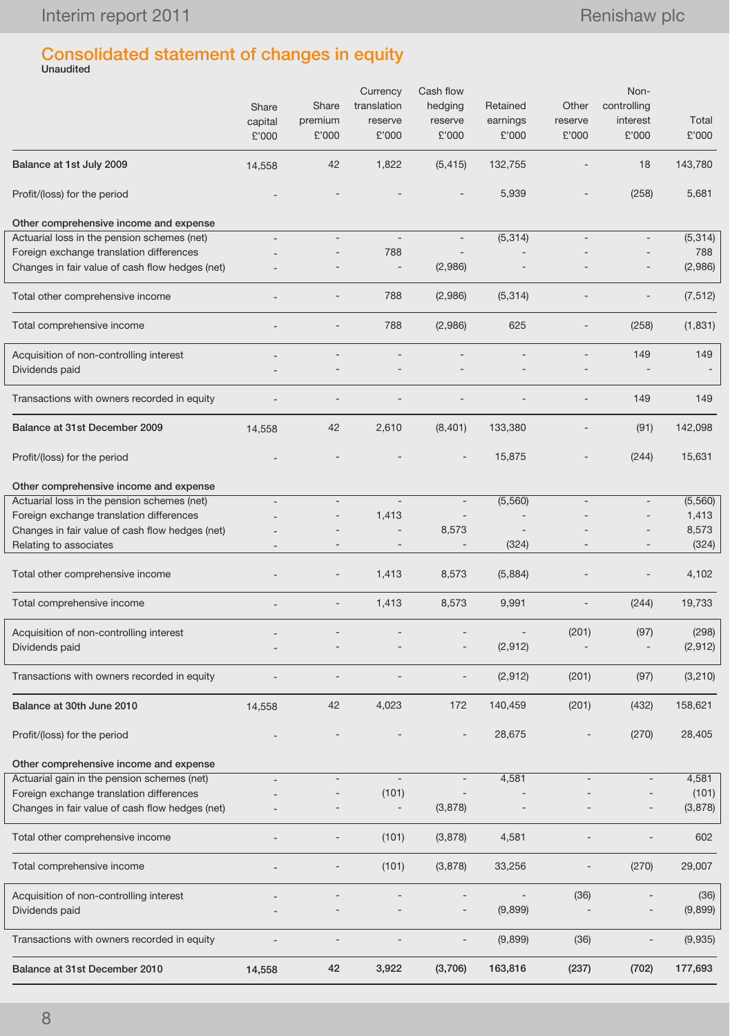## Consolidated statement of changes in equity

**Unaudited**

| | Share capital £'000 | Share premium £'000 | Currency translation reserve £'000 | Cash flow hedging reserve £'000 | Retained earnings £'000 | Other reserve £'000 | Non-controlling interest £'000 | Total £'000 |
|---|---|---|---|---|---|---|---|---|
| **Balance at 1st July 2009** | 14,558 | 42 | 1,822 | (5,415) | 132,755 | - | 18 | 143,780 |
| Profit/(loss) for the period | - | - | - | - | 5,939 | - | (258) | 5,681 |
| **Other comprehensive income and expense** | | | | | | | | |
| Actuarial loss in the pension schemes (net) | - | - | - | - | (5,314) | - | - | (5,314) |
| Foreign exchange translation differences | - | - | 788 | - | - | - | - | 788 |
| Changes in fair value of cash flow hedges (net) | - | - | - | (2,986) | - | - | - | (2,986) |
| Total other comprehensive income | - | - | 788 | (2,986) | (5,314) | - | - | (7,512) |
| Total comprehensive income | - | - | 788 | (2,986) | 625 | - | (258) | (1,831) |
| Acquisition of non-controlling interest | - | - | - | - | - | - | 149 | 149 |
| Dividends paid | - | - | - | - | - | - | - | - |
| Transactions with owners recorded in equity | - | - | - | - | - | - | 149 | 149 |
| **Balance at 31st December 2009** | 14,558 | 42 | 2,610 | (8,401) | 133,380 | - | (91) | 142,098 |
| Profit/(loss) for the period | - | - | - | - | 15,875 | - | (244) | 15,631 |
| **Other comprehensive income and expense** | | | | | | | | |
| Actuarial loss in the pension schemes (net) | - | - | - | - | (5,560) | - | - | (5,560) |
| Foreign exchange translation differences | - | - | 1,413 | - | - | - | - | 1,413 |
| Changes in fair value of cash flow hedges (net) | - | - | - | 8,573 | - | - | - | 8,573 |
| Relating to associates | - | - | - | - | (324) | - | - | (324) |
| Total other comprehensive income | - | - | 1,413 | 8,573 | (5,884) | - | - | 4,102 |
| Total comprehensive income | - | - | 1,413 | 8,573 | 9,991 | - | (244) | 19,733 |
| Acquisition of non-controlling interest | - | - | - | - | - | (201) | (97) | (298) |
| Dividends paid | - | - | - | - | (2,912) | - | - | (2,912) |
| Transactions with owners recorded in equity | - | - | - | - | (2,912) | (201) | (97) | (3,210) |
| **Balance at 30th June 2010** | 14,558 | 42 | 4,023 | 172 | 140,459 | (201) | (432) | 158,621 |
| Profit/(loss) for the period | - | - | - | - | 28,675 | - | (270) | 28,405 |
| **Other comprehensive income and expense** | | | | | | | | |
| Actuarial gain in the pension schemes (net) | - | - | - | - | 4,581 | - | - | 4,581 |
| Foreign exchange translation differences | - | - | (101) | - | - | - | - | (101) |
| Changes in fair value of cash flow hedges (net) | - | - | - | (3,878) | - | - | - | (3,878) |
| Total other comprehensive income | - | - | (101) | (3,878) | 4,581 | - | - | 602 |
| Total comprehensive income | - | - | (101) | (3,878) | 33,256 | - | (270) | 29,007 |
| Acquisition of non-controlling interest | - | - | - | - | - | (36) | - | (36) |
| Dividends paid | - | - | - | - | (9,899) | - | - | (9,899) |
| Transactions with owners recorded in equity | - | - | - | - | (9,899) | (36) | - | (9,935) |
| **Balance at 31st December 2010** | **14,558** | **42** | **3,922** | **(3,706)** | **163,816** | **(237)** | **(702)** | **177,693** |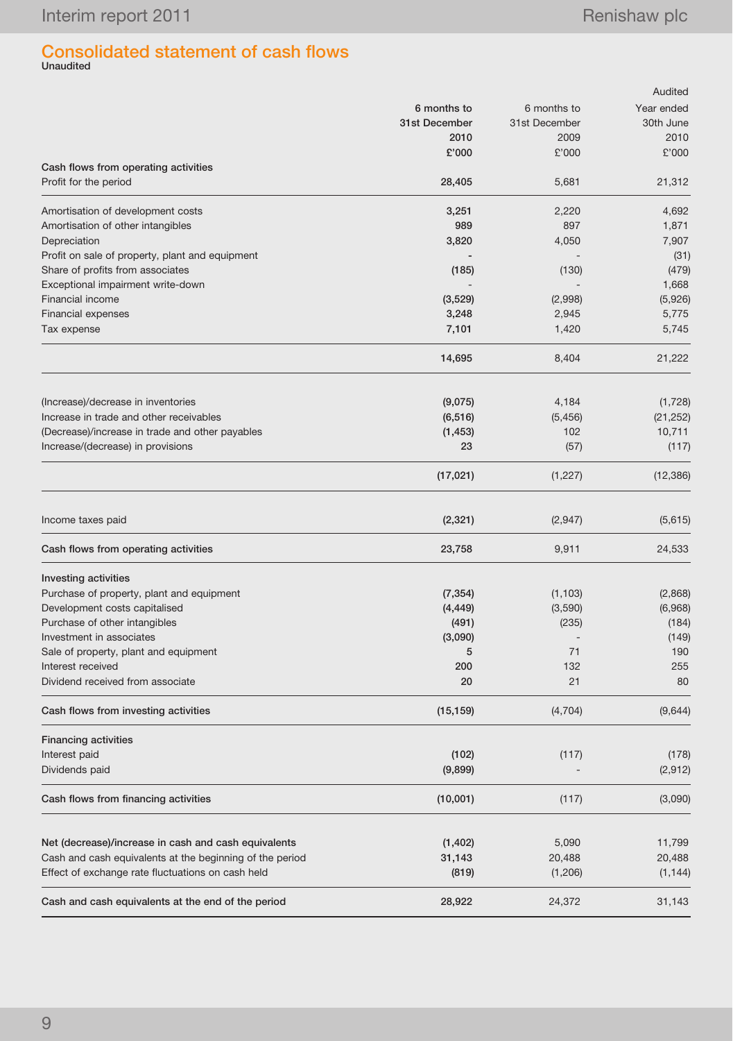# Consolidated statement of cash flows

**Unaudited**

| | 6 months to 31st December 2010 £'000 | 6 months to 31st December 2009 £'000 | Audited Year ended 30th June 2010 £'000 |
|---|---|---|---|
| **Cash flows from operating activities** | | | |
| Profit for the period | **28,405** | 5,681 | 21,312 |
| Amortisation of development costs | **3,251** | 2,220 | 4,692 |
| Amortisation of other intangibles | **989** | 897 | 1,871 |
| Depreciation | **3,820** | 4,050 | 7,907 |
| Profit on sale of property, plant and equipment | **-** | - | (31) |
| Share of profits from associates | **(185)** | (130) | (479) |
| Exceptional impairment write-down | - | - | 1,668 |
| Financial income | **(3,529)** | (2,998) | (5,926) |
| Financial expenses | **3,248** | 2,945 | 5,775 |
| Tax expense | **7,101** | 1,420 | 5,745 |
| | **14,695** | 8,404 | 21,222 |
| (Increase)/decrease in inventories | **(9,075)** | 4,184 | (1,728) |
| Increase in trade and other receivables | **(6,516)** | (5,456) | (21,252) |
| (Decrease)/increase in trade and other payables | **(1,453)** | 102 | 10,711 |
| Increase/(decrease) in provisions | **23** | (57) | (117) |
| | **(17,021)** | (1,227) | (12,386) |
| Income taxes paid | **(2,321)** | (2,947) | (5,615) |
| Cash flows from operating activities | **23,758** | 9,911 | 24,533 |
| **Investing activities** | | | |
| Purchase of property, plant and equipment | **(7,354)** | (1,103) | (2,868) |
| Development costs capitalised | **(4,449)** | (3,590) | (6,968) |
| Purchase of other intangibles | **(491)** | (235) | (184) |
| Investment in associates | **(3,090)** | - | (149) |
| Sale of property, plant and equipment | **5** | 71 | 190 |
| Interest received | **200** | 132 | 255 |
| Dividend received from associate | **20** | 21 | 80 |
| Cash flows from investing activities | **(15,159)** | (4,704) | (9,644) |
| **Financing activities** | | | |
| Interest paid | **(102)** | (117) | (178) |
| Dividends paid | **(9,899)** | - | (2,912) |
| Cash flows from financing activities | **(10,001)** | (117) | (3,090) |
| **Net (decrease)/increase in cash and cash equivalents** | **(1,402)** | 5,090 | 11,799 |
| Cash and cash equivalents at the beginning of the period | **31,143** | 20,488 | 20,488 |
| Effect of exchange rate fluctuations on cash held | **(819)** | (1,206) | (1,144) |
| **Cash and cash equivalents at the end of the period** | **28,922** | 24,372 | 31,143 |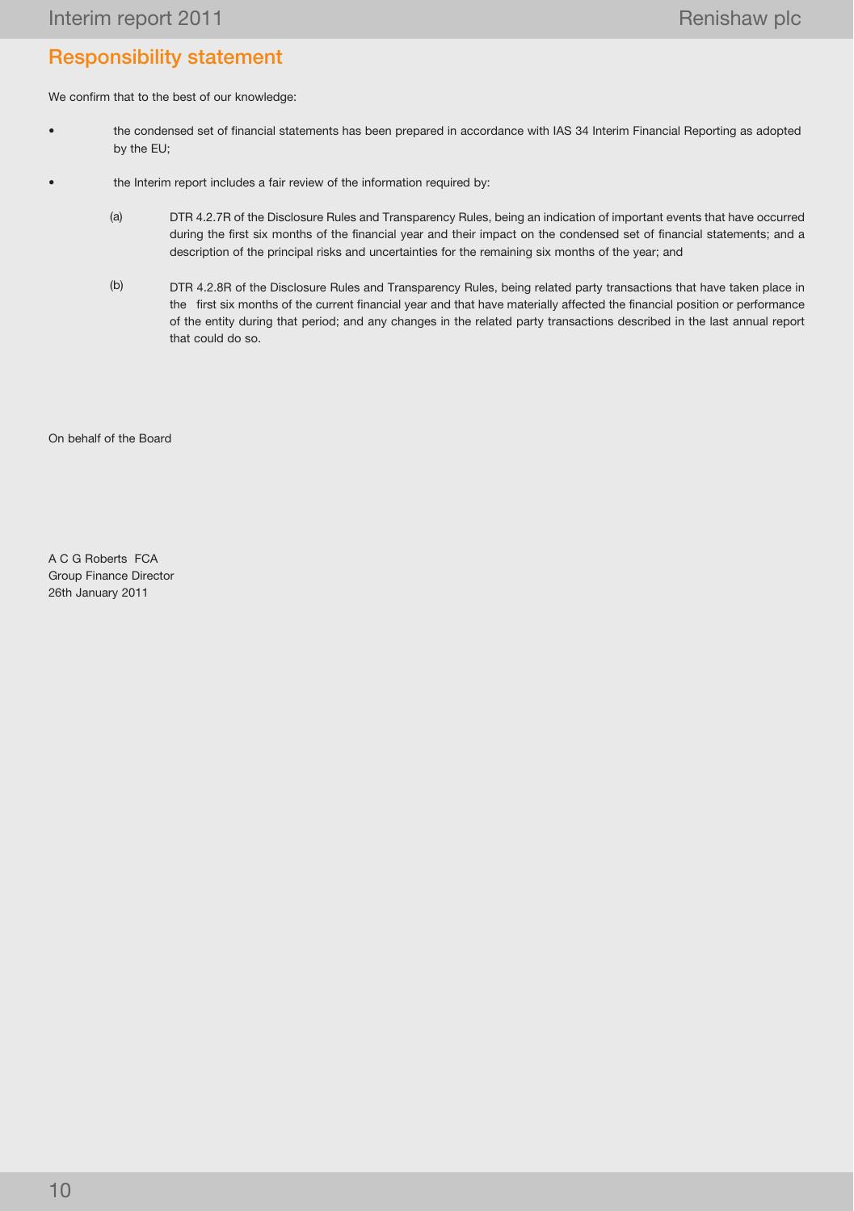## Responsibility statement

We confirm that to the best of our knowledge:

- the condensed set of financial statements has been prepared in accordance with IAS 34 Interim Financial Reporting as adopted by the EU;
- the Interim report includes a fair review of the information required by:
  - (a) DTR 4.2.7R of the Disclosure Rules and Transparency Rules, being an indication of important events that have occurred during the first six months of the financial year and their impact on the condensed set of financial statements; and a description of the principal risks and uncertainties for the remaining six months of the year; and
  - (b) DTR 4.2.8R of the Disclosure Rules and Transparency Rules, being related party transactions that have taken place in the first six months of the current financial year and that have materially affected the financial position or performance of the entity during that period; and any changes in the related party transactions described in the last annual report that could do so.

On behalf of the Board

A C G Roberts FCA  
Group Finance Director  
26th January 2011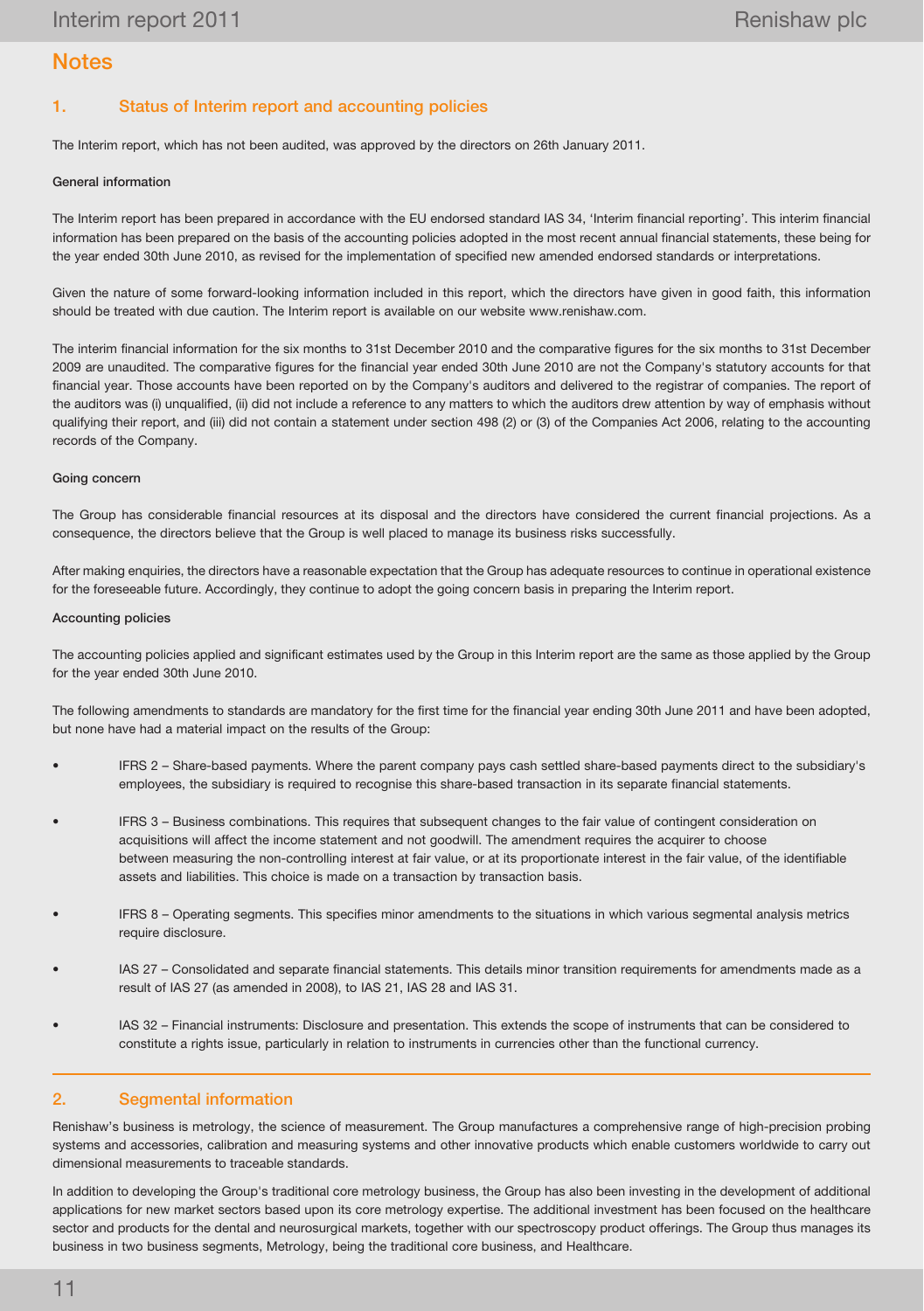# Notes

## 1. Status of Interim report and accounting policies

The Interim report, which has not been audited, was approved by the directors on 26th January 2011.

#### General information

The Interim report has been prepared in accordance with the EU endorsed standard IAS 34, 'Interim financial reporting'. This interim financial information has been prepared on the basis of the accounting policies adopted in the most recent annual financial statements, these being for the year ended 30th June 2010, as revised for the implementation of specified new amended endorsed standards or interpretations.

Given the nature of some forward-looking information included in this report, which the directors have given in good faith, this information should be treated with due caution. The Interim report is available on our website www.renishaw.com.

The interim financial information for the six months to 31st December 2010 and the comparative figures for the six months to 31st December 2009 are unaudited. The comparative figures for the financial year ended 30th June 2010 are not the Company's statutory accounts for that financial year. Those accounts have been reported on by the Company's auditors and delivered to the registrar of companies. The report of the auditors was (i) unqualified, (ii) did not include a reference to any matters to which the auditors drew attention by way of emphasis without qualifying their report, and (iii) did not contain a statement under section 498 (2) or (3) of the Companies Act 2006, relating to the accounting records of the Company.

#### Going concern

The Group has considerable financial resources at its disposal and the directors have considered the current financial projections. As a consequence, the directors believe that the Group is well placed to manage its business risks successfully.

After making enquiries, the directors have a reasonable expectation that the Group has adequate resources to continue in operational existence for the foreseeable future. Accordingly, they continue to adopt the going concern basis in preparing the Interim report.

#### Accounting policies

The accounting policies applied and significant estimates used by the Group in this Interim report are the same as those applied by the Group for the year ended 30th June 2010.

The following amendments to standards are mandatory for the first time for the financial year ending 30th June 2011 and have been adopted, but none have had a material impact on the results of the Group:

- IFRS 2 – Share-based payments. Where the parent company pays cash settled share-based payments direct to the subsidiary's employees, the subsidiary is required to recognise this share-based transaction in its separate financial statements.
- IFRS 3 – Business combinations. This requires that subsequent changes to the fair value of contingent consideration on acquisitions will affect the income statement and not goodwill. The amendment requires the acquirer to choose between measuring the non-controlling interest at fair value, or at its proportionate interest in the fair value, of the identifiable assets and liabilities. This choice is made on a transaction by transaction basis.
- IFRS 8 – Operating segments. This specifies minor amendments to the situations in which various segmental analysis metrics require disclosure.
- IAS 27 – Consolidated and separate financial statements. This details minor transition requirements for amendments made as a result of IAS 27 (as amended in 2008), to IAS 21, IAS 28 and IAS 31.
- IAS 32 – Financial instruments: Disclosure and presentation. This extends the scope of instruments that can be considered to constitute a rights issue, particularly in relation to instruments in currencies other than the functional currency.

## 2. Segmental information

Renishaw's business is metrology, the science of measurement. The Group manufactures a comprehensive range of high-precision probing systems and accessories, calibration and measuring systems and other innovative products which enable customers worldwide to carry out dimensional measurements to traceable standards.

In addition to developing the Group's traditional core metrology business, the Group has also been investing in the development of additional applications for new market sectors based upon its core metrology expertise. The additional investment has been focused on the healthcare sector and products for the dental and neurosurgical markets, together with our spectroscopy product offerings. The Group thus manages its business in two business segments, Metrology, being the traditional core business, and Healthcare.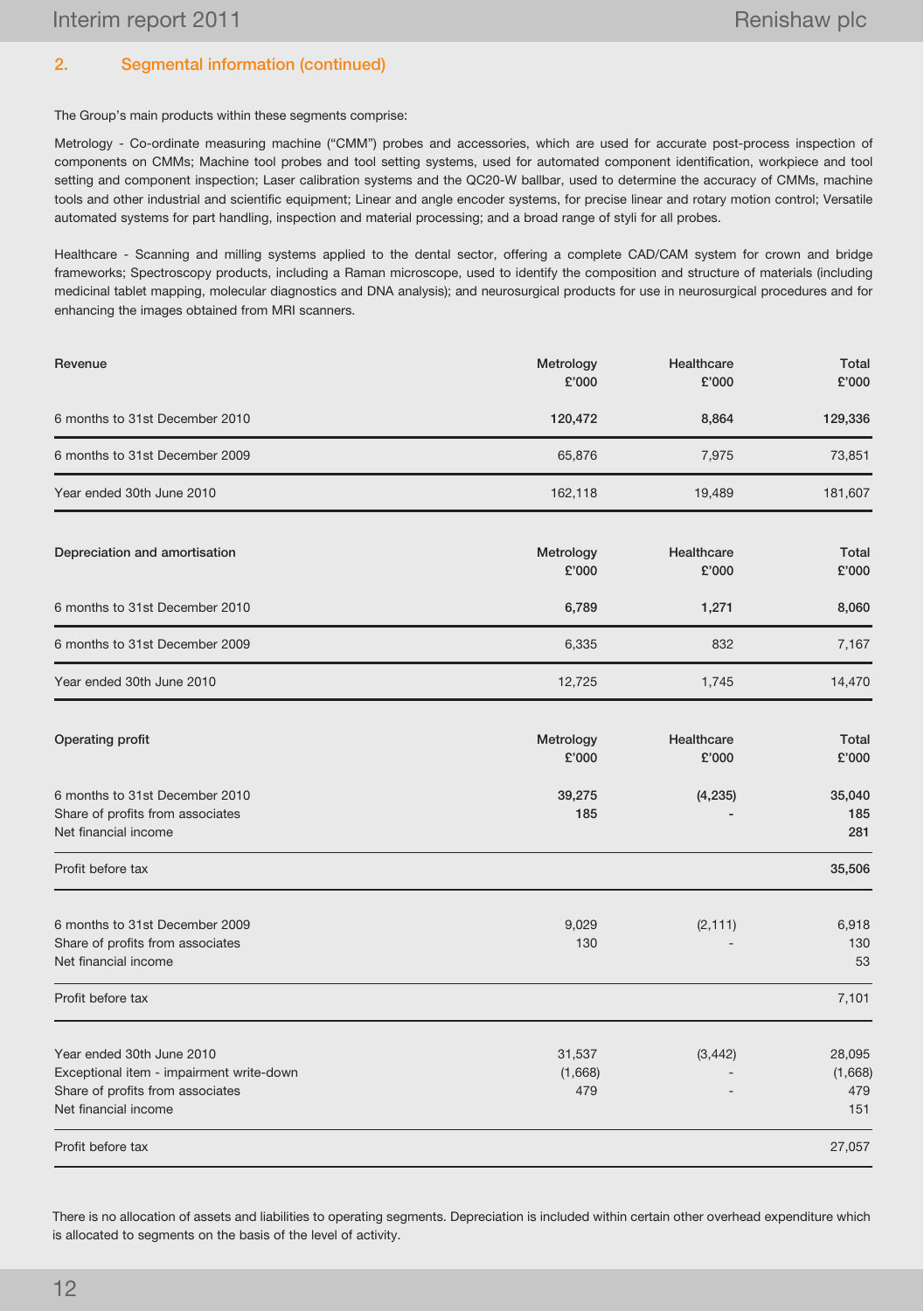## 2. Segmental information (continued)

The Group's main products within these segments comprise:

Metrology - Co-ordinate measuring machine ("CMM") probes and accessories, which are used for accurate post-process inspection of components on CMMs; Machine tool probes and tool setting systems, used for automated component identification, workpiece and tool setting and component inspection; Laser calibration systems and the QC20-W ballbar, used to determine the accuracy of CMMs, machine tools and other industrial and scientific equipment; Linear and angle encoder systems, for precise linear and rotary motion control; Versatile automated systems for part handling, inspection and material processing; and a broad range of styli for all probes.

Healthcare - Scanning and milling systems applied to the dental sector, offering a complete CAD/CAM system for crown and bridge frameworks; Spectroscopy products, including a Raman microscope, used to identify the composition and structure of materials (including medicinal tablet mapping, molecular diagnostics and DNA analysis); and neurosurgical products for use in neurosurgical procedures and for enhancing the images obtained from MRI scanners.

| Revenue | Metrology £'000 | Healthcare £'000 | Total £'000 |
|---|---|---|---|
| 6 months to 31st December 2010 | **120,472** | **8,864** | **129,336** |
| 6 months to 31st December 2009 | 65,876 | 7,975 | 73,851 |
| Year ended 30th June 2010 | 162,118 | 19,489 | 181,607 |

| Depreciation and amortisation | Metrology £'000 | Healthcare £'000 | Total £'000 |
|---|---|---|---|
| 6 months to 31st December 2010 | **6,789** | **1,271** | **8,060** |
| 6 months to 31st December 2009 | 6,335 | 832 | 7,167 |
| Year ended 30th June 2010 | 12,725 | 1,745 | 14,470 |

| Operating profit | Metrology £'000 | Healthcare £'000 | Total £'000 |
|---|---|---|---|
| 6 months to 31st December 2010 | **39,275** | **(4,235)** | **35,040** |
| Share of profits from associates | **185** | **-** | **185** |
| Net financial income | | | **281** |
| Profit before tax | | | **35,506** |
| 6 months to 31st December 2009 | 9,029 | (2,111) | 6,918 |
| Share of profits from associates | 130 | - | 130 |
| Net financial income | | | 53 |
| Profit before tax | | | 7,101 |
| Year ended 30th June 2010 | 31,537 | (3,442) | 28,095 |
| Exceptional item - impairment write-down | (1,668) | - | (1,668) |
| Share of profits from associates | 479 | - | 479 |
| Net financial income | | | 151 |
| Profit before tax | | | 27,057 |

There is no allocation of assets and liabilities to operating segments. Depreciation is included within certain other overhead expenditure which is allocated to segments on the basis of the level of activity.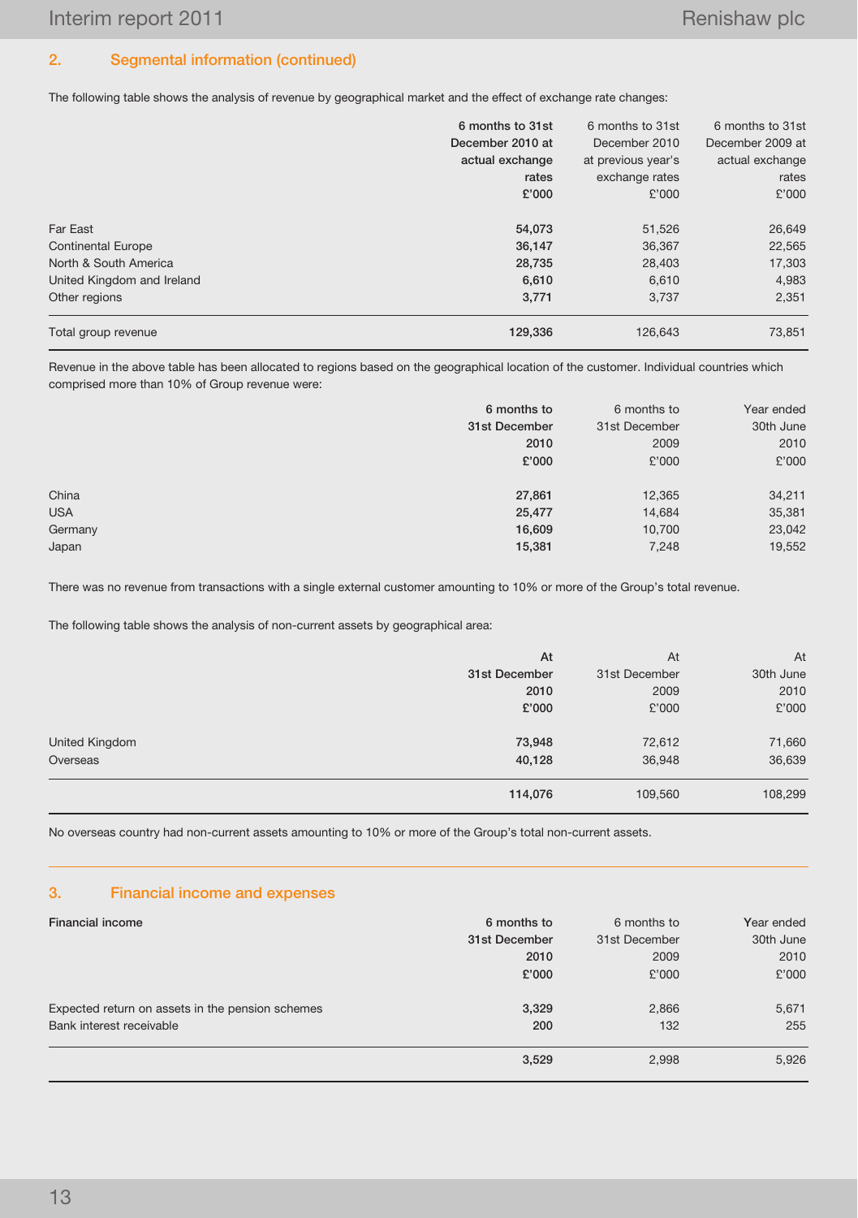## 2. Segmental information (continued)

The following table shows the analysis of revenue by geographical market and the effect of exchange rate changes:

| | **6 months to 31st December 2010 at actual exchange rates £'000** | 6 months to 31st December 2010 at previous year's exchange rates £'000 | 6 months to 31st December 2009 at actual exchange rates £'000 |
|---|---|---|---|
| Far East | **54,073** | 51,526 | 26,649 |
| Continental Europe | **36,147** | 36,367 | 22,565 |
| North & South America | **28,735** | 28,403 | 17,303 |
| United Kingdom and Ireland | **6,610** | 6,610 | 4,983 |
| Other regions | **3,771** | 3,737 | 2,351 |
| Total group revenue | **129,336** | 126,643 | 73,851 |

Revenue in the above table has been allocated to regions based on the geographical location of the customer. Individual countries which comprised more than 10% of Group revenue were:

| | **6 months to 31st December 2010 £'000** | 6 months to 31st December 2009 £'000 | Year ended 30th June 2010 £'000 |
|---|---|---|---|
| China | **27,861** | 12,365 | 34,211 |
| USA | **25,477** | 14,684 | 35,381 |
| Germany | **16,609** | 10,700 | 23,042 |
| Japan | **15,381** | 7,248 | 19,552 |

There was no revenue from transactions with a single external customer amounting to 10% or more of the Group's total revenue.

The following table shows the analysis of non-current assets by geographical area:

| | **At 31st December 2010 £'000** | At 31st December 2009 £'000 | At 30th June 2010 £'000 |
|---|---|---|---|
| United Kingdom | **73,948** | 72,612 | 71,660 |
| Overseas | **40,128** | 36,948 | 36,639 |
| | **114,076** | 109,560 | 108,299 |

No overseas country had non-current assets amounting to 10% or more of the Group's total non-current assets.

## 3. Financial income and expenses

| **Financial income** | **6 months to 31st December 2010 £'000** | 6 months to 31st December 2009 £'000 | Year ended 30th June 2010 £'000 |
|---|---|---|---|
| Expected return on assets in the pension schemes | **3,329** | 2,866 | 5,671 |
| Bank interest receivable | **200** | 132 | 255 |
| | **3,529** | 2,998 | 5,926 |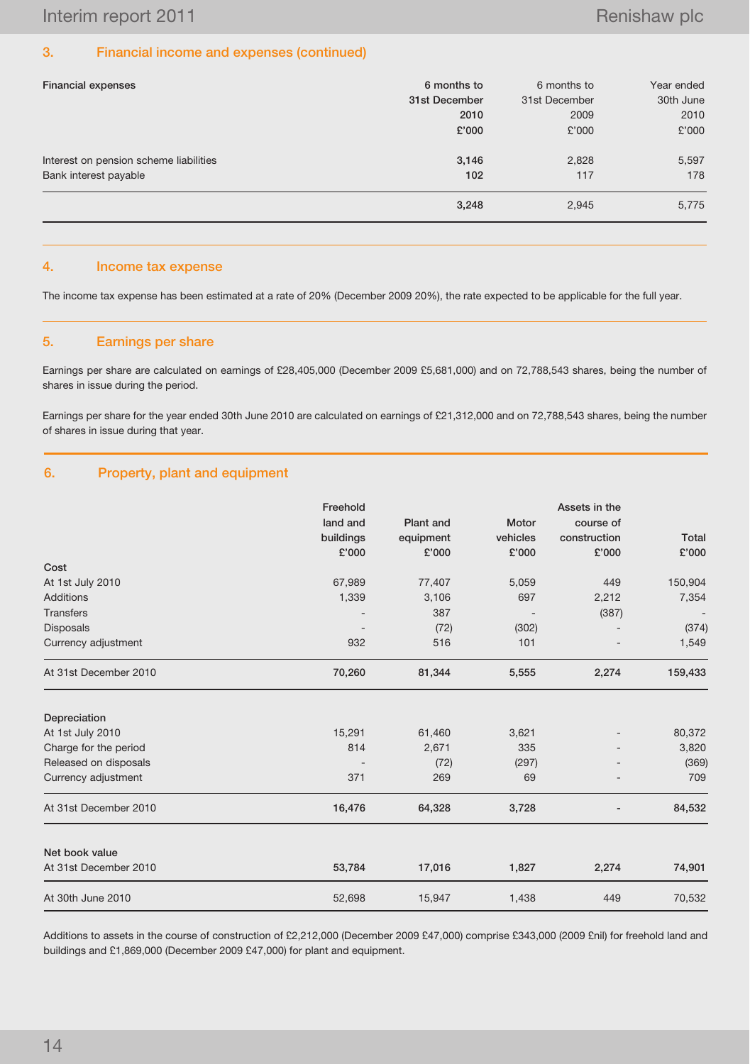## 3. Financial income and expenses (continued)

| Financial expenses | 6 months to 31st December 2010 £'000 | 6 months to 31st December 2009 £'000 | Year ended 30th June 2010 £'000 |
|---|---|---|---|
| Interest on pension scheme liabilities | **3,146** | 2,828 | 5,597 |
| Bank interest payable | **102** | 117 | 178 |
| | **3,248** | 2,945 | 5,775 |

## 4. Income tax expense

The income tax expense has been estimated at a rate of 20% (December 2009 20%), the rate expected to be applicable for the full year.

## 5. Earnings per share

Earnings per share are calculated on earnings of £28,405,000 (December 2009 £5,681,000) and on 72,788,543 shares, being the number of shares in issue during the period.

Earnings per share for the year ended 30th June 2010 are calculated on earnings of £21,312,000 and on 72,788,543 shares, being the number of shares in issue during that year.

## 6. Property, plant and equipment

| | Freehold land and buildings £'000 | Plant and equipment £'000 | Motor vehicles £'000 | Assets in the course of construction £'000 | Total £'000 |
|---|---|---|---|---|---|
| **Cost** | | | | | |
| At 1st July 2010 | 67,989 | 77,407 | 5,059 | 449 | 150,904 |
| Additions | 1,339 | 3,106 | 697 | 2,212 | 7,354 |
| Transfers | - | 387 | - | (387) | - |
| Disposals | - | (72) | (302) | - | (374) |
| Currency adjustment | 932 | 516 | 101 | - | 1,549 |
| At 31st December 2010 | **70,260** | **81,344** | **5,555** | **2,274** | **159,433** |
| **Depreciation** | | | | | |
| At 1st July 2010 | 15,291 | 61,460 | 3,621 | - | 80,372 |
| Charge for the period | 814 | 2,671 | 335 | - | 3,820 |
| Released on disposals | - | (72) | (297) | - | (369) |
| Currency adjustment | 371 | 269 | 69 | - | 709 |
| At 31st December 2010 | **16,476** | **64,328** | **3,728** | **-** | **84,532** |
| **Net book value** | | | | | |
| At 31st December 2010 | **53,784** | **17,016** | **1,827** | **2,274** | **74,901** |
| At 30th June 2010 | 52,698 | 15,947 | 1,438 | 449 | 70,532 |

Additions to assets in the course of construction of £2,212,000 (December 2009 £47,000) comprise £343,000 (2009 £nil) for freehold land and buildings and £1,869,000 (December 2009 £47,000) for plant and equipment.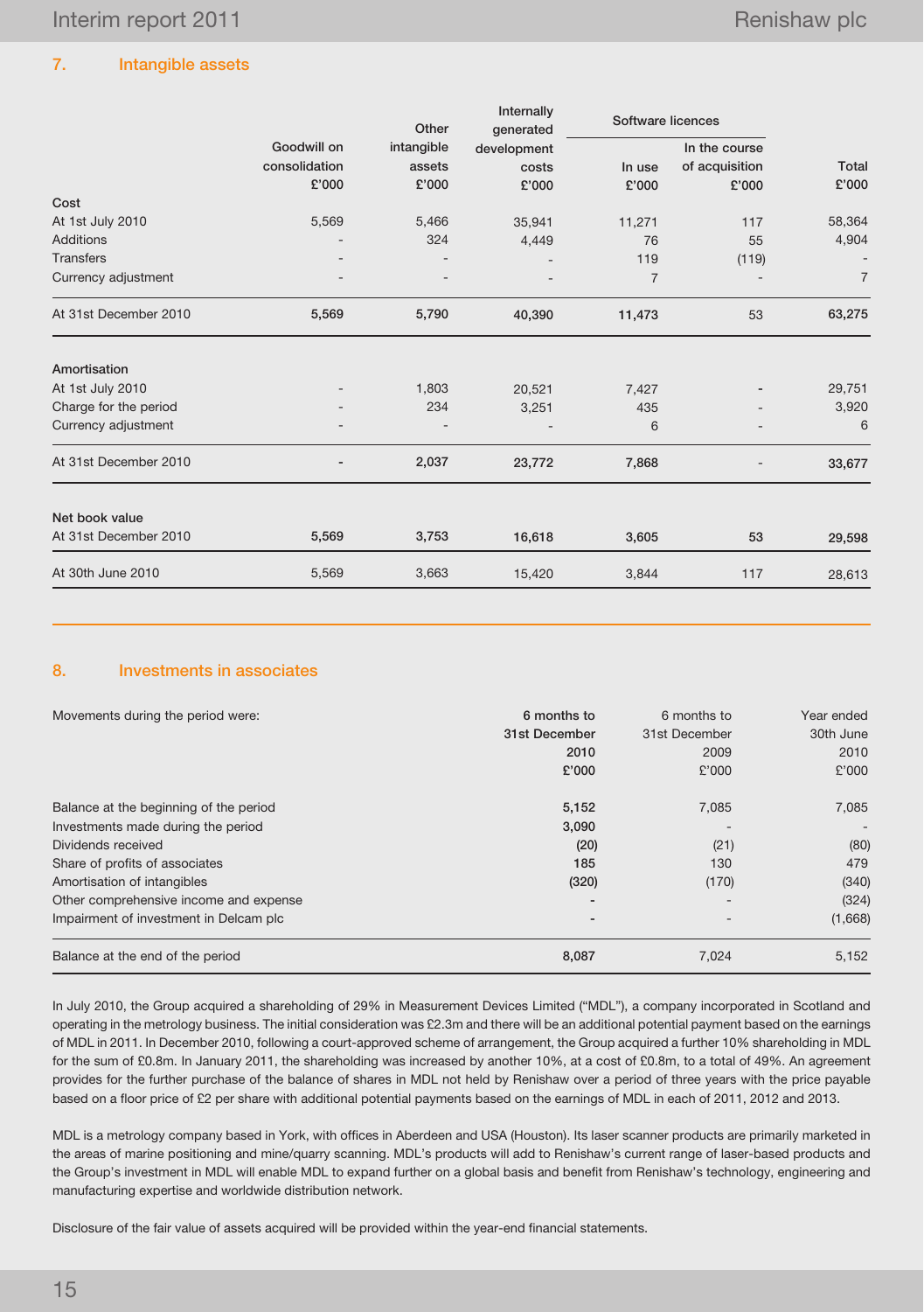## 7. Intangible assets

| | Goodwill on consolidation £'000 | Other intangible assets £'000 | Internally generated development costs £'000 | Software licences | | Total £'000 |
|---|---|---|---|---|---|---|
| | | | | In use £'000 | In the course of acquisition £'000 | |
| **Cost** | | | | | | |
| At 1st July 2010 | 5,569 | 5,466 | 35,941 | 11,271 | 117 | 58,364 |
| Additions | - | 324 | 4,449 | 76 | 55 | 4,904 |
| Transfers | - | - | - | 119 | (119) | - |
| Currency adjustment | - | - | - | 7 | - | 7 |
| At 31st December 2010 | **5,569** | **5,790** | **40,390** | **11,473** | 53 | **63,275** |
| **Amortisation** | | | | | | |
| At 1st July 2010 | - | 1,803 | 20,521 | 7,427 | - | 29,751 |
| Charge for the period | - | 234 | 3,251 | 435 | - | 3,920 |
| Currency adjustment | - | - | - | 6 | - | 6 |
| At 31st December 2010 | - | **2,037** | **23,772** | **7,868** | - | **33,677** |
| **Net book value** | | | | | | |
| At 31st December 2010 | **5,569** | **3,753** | **16,618** | **3,605** | **53** | **29,598** |
| At 30th June 2010 | 5,569 | 3,663 | 15,420 | 3,844 | 117 | 28,613 |

## 8. Investments in associates

| Movements during the period were: | 6 months to 31st December 2010 £'000 | 6 months to 31st December 2009 £'000 | Year ended 30th June 2010 £'000 |
|---|---|---|---|
| Balance at the beginning of the period | **5,152** | 7,085 | 7,085 |
| Investments made during the period | **3,090** | - | - |
| Dividends received | **(20)** | (21) | (80) |
| Share of profits of associates | **185** | 130 | 479 |
| Amortisation of intangibles | **(320)** | (170) | (340) |
| Other comprehensive income and expense | - | - | (324) |
| Impairment of investment in Delcam plc | - | - | (1,668) |
| Balance at the end of the period | **8,087** | 7,024 | 5,152 |

In July 2010, the Group acquired a shareholding of 29% in Measurement Devices Limited ("MDL"), a company incorporated in Scotland and operating in the metrology business. The initial consideration was £2.3m and there will be an additional potential payment based on the earnings of MDL in 2011. In December 2010, following a court-approved scheme of arrangement, the Group acquired a further 10% shareholding in MDL for the sum of £0.8m. In January 2011, the shareholding was increased by another 10%, at a cost of £0.8m, to a total of 49%. An agreement provides for the further purchase of the balance of shares in MDL not held by Renishaw over a period of three years with the price payable based on a floor price of £2 per share with additional potential payments based on the earnings of MDL in each of 2011, 2012 and 2013.

MDL is a metrology company based in York, with offices in Aberdeen and USA (Houston). Its laser scanner products are primarily marketed in the areas of marine positioning and mine/quarry scanning. MDL's products will add to Renishaw's current range of laser-based products and the Group's investment in MDL will enable MDL to expand further on a global basis and benefit from Renishaw's technology, engineering and manufacturing expertise and worldwide distribution network.

Disclosure of the fair value of assets acquired will be provided within the year-end financial statements.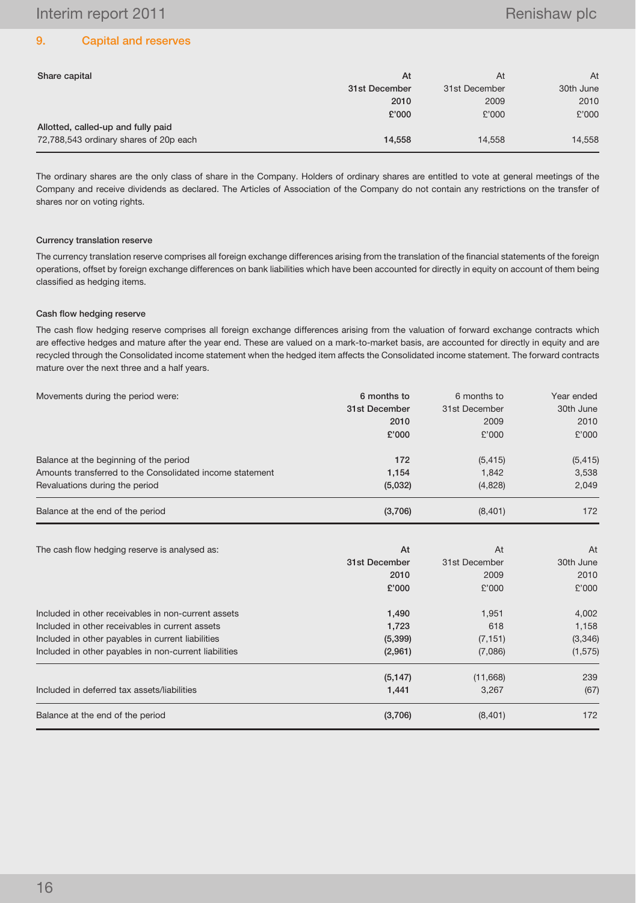## 9. Capital and reserves

| Share capital | At 31st December 2010 £'000 | At 31st December 2009 £'000 | At 30th June 2010 £'000 |
|---|---|---|---|
| **Allotted, called-up and fully paid** | | | |
| 72,788,543 ordinary shares of 20p each | **14,558** | 14,558 | 14,558 |

The ordinary shares are the only class of share in the Company. Holders of ordinary shares are entitled to vote at general meetings of the Company and receive dividends as declared. The Articles of Association of the Company do not contain any restrictions on the transfer of shares nor on voting rights.

### Currency translation reserve

The currency translation reserve comprises all foreign exchange differences arising from the translation of the financial statements of the foreign operations, offset by foreign exchange differences on bank liabilities which have been accounted for directly in equity on account of them being classified as hedging items.

### Cash flow hedging reserve

The cash flow hedging reserve comprises all foreign exchange differences arising from the valuation of forward exchange contracts which are effective hedges and mature after the year end. These are valued on a mark-to-market basis, are accounted for directly in equity and are recycled through the Consolidated income statement when the hedged item affects the Consolidated income statement. The forward contracts mature over the next three and a half years.

| Movements during the period were: | 6 months to 31st December 2010 £'000 | 6 months to 31st December 2009 £'000 | Year ended 30th June 2010 £'000 |
|---|---|---|---|
| Balance at the beginning of the period | **172** | (5,415) | (5,415) |
| Amounts transferred to the Consolidated income statement | **1,154** | 1,842 | 3,538 |
| Revaluations during the period | **(5,032)** | (4,828) | 2,049 |
| Balance at the end of the period | **(3,706)** | (8,401) | 172 |

| The cash flow hedging reserve is analysed as: | At 31st December 2010 £'000 | At 31st December 2009 £'000 | At 30th June 2010 £'000 |
|---|---|---|---|
| Included in other receivables in non-current assets | **1,490** | 1,951 | 4,002 |
| Included in other receivables in current assets | **1,723** | 618 | 1,158 |
| Included in other payables in current liabilities | **(5,399)** | (7,151) | (3,346) |
| Included in other payables in non-current liabilities | **(2,961)** | (7,086) | (1,575) |
| | **(5,147)** | (11,668) | 239 |
| Included in deferred tax assets/liabilities | **1,441** | 3,267 | (67) |
| Balance at the end of the period | **(3,706)** | (8,401) | 172 |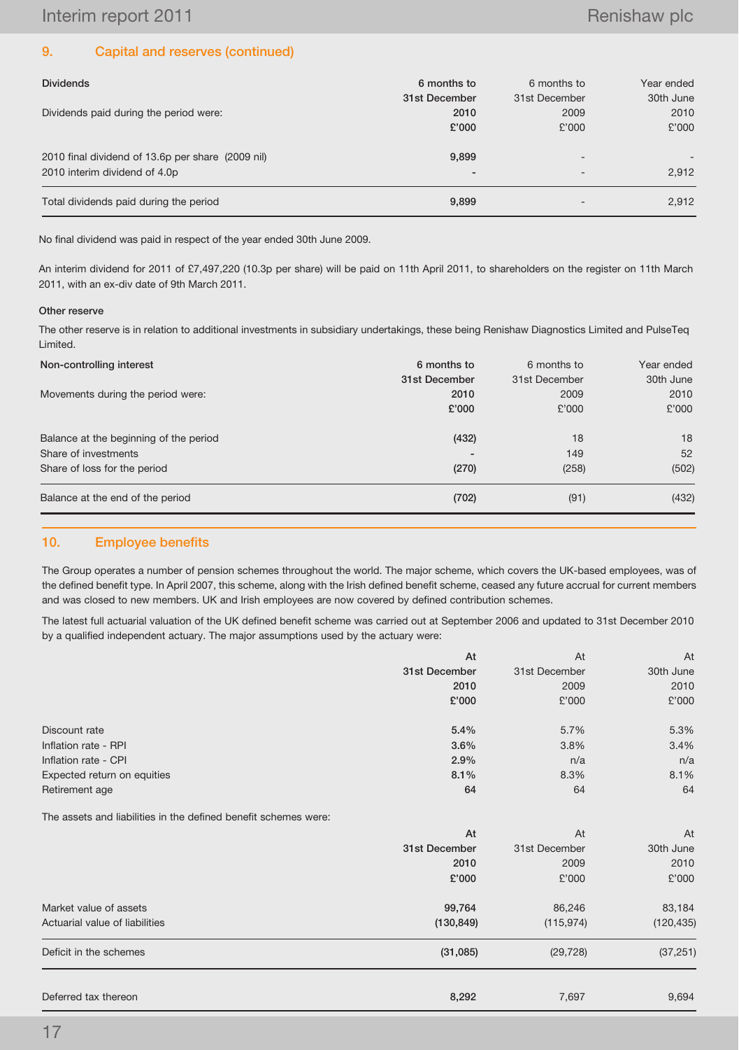## 9. Capital and reserves (continued)

| Dividends | 6 months to | 6 months to | Year ended |
|---|---|---|---|
| | 31st December | 31st December | 30th June |
| Dividends paid during the period were: | 2010 | 2009 | 2010 |
| | £'000 | £'000 | £'000 |
| 2010 final dividend of 13.6p per share (2009 nil) | 9,899 | - | - |
| 2010 interim dividend of 4.0p | - | - | 2,912 |
| Total dividends paid during the period | 9,899 | - | 2,912 |

No final dividend was paid in respect of the year ended 30th June 2009.

An interim dividend for 2011 of £7,497,220 (10.3p per share) will be paid on 11th April 2011, to shareholders on the register on 11th March 2011, with an ex-div date of 9th March 2011.

**Other reserve**

The other reserve is in relation to additional investments in subsidiary undertakings, these being Renishaw Diagnostics Limited and PulseTeq Limited.

| Non-controlling interest | 6 months to | 6 months to | Year ended |
|---|---|---|---|
| | 31st December | 31st December | 30th June |
| Movements during the period were: | 2010 | 2009 | 2010 |
| | £'000 | £'000 | £'000 |
| Balance at the beginning of the period | (432) | 18 | 18 |
| Share of investments | - | 149 | 52 |
| Share of loss for the period | (270) | (258) | (502) |
| Balance at the end of the period | (702) | (91) | (432) |

## 10. Employee benefits

The Group operates a number of pension schemes throughout the world. The major scheme, which covers the UK-based employees, was of the defined benefit type. In April 2007, this scheme, along with the Irish defined benefit scheme, ceased any future accrual for current members and was closed to new members. UK and Irish employees are now covered by defined contribution schemes.

The latest full actuarial valuation of the UK defined benefit scheme was carried out at September 2006 and updated to 31st December 2010 by a qualified independent actuary. The major assumptions used by the actuary were:

| | At | At | At |
|---|---|---|---|
| | 31st December | 31st December | 30th June |
| | 2010 | 2009 | 2010 |
| | £'000 | £'000 | £'000 |
| Discount rate | 5.4% | 5.7% | 5.3% |
| Inflation rate - RPI | 3.6% | 3.8% | 3.4% |
| Inflation rate - CPI | 2.9% | n/a | n/a |
| Expected return on equities | 8.1% | 8.3% | 8.1% |
| Retirement age | 64 | 64 | 64 |

The assets and liabilities in the defined benefit schemes were:

| | At | At | At |
|---|---|---|---|
| | 31st December | 31st December | 30th June |
| | 2010 | 2009 | 2010 |
| | £'000 | £'000 | £'000 |
| Market value of assets | 99,764 | 86,246 | 83,184 |
| Actuarial value of liabilities | (130,849) | (115,974) | (120,435) |
| Deficit in the schemes | (31,085) | (29,728) | (37,251) |
| Deferred tax thereon | 8,292 | 7,697 | 9,694 |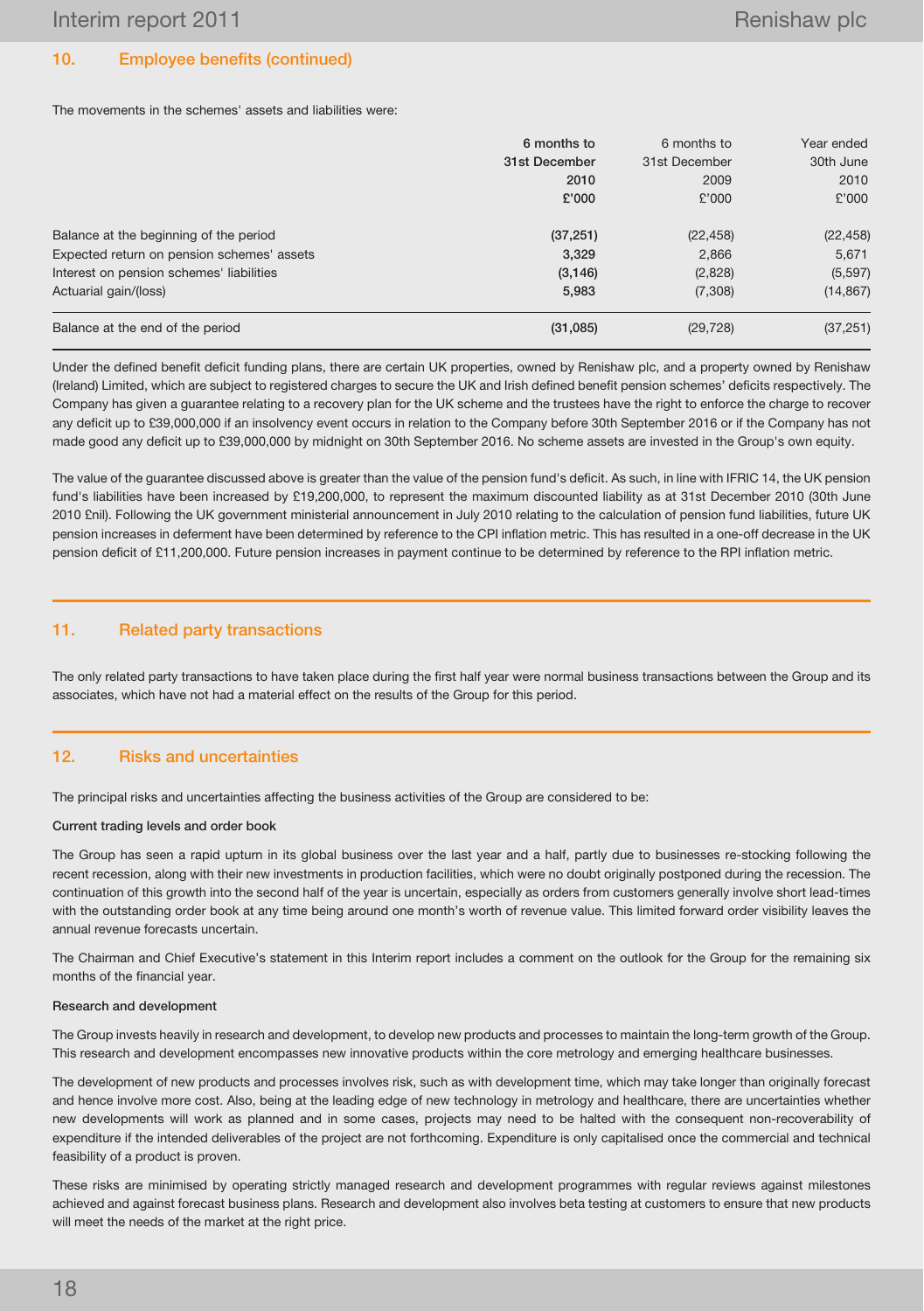## 10. Employee benefits (continued)

The movements in the schemes' assets and liabilities were:

| | **6 months to 31st December 2010 £'000** | 6 months to 31st December 2009 £'000 | Year ended 30th June 2010 £'000 |
|---|---|---|---|
| Balance at the beginning of the period | **(37,251)** | (22,458) | (22,458) |
| Expected return on pension schemes' assets | **3,329** | 2,866 | 5,671 |
| Interest on pension schemes' liabilities | **(3,146)** | (2,828) | (5,597) |
| Actuarial gain/(loss) | **5,983** | (7,308) | (14,867) |
| Balance at the end of the period | **(31,085)** | (29,728) | (37,251) |

Under the defined benefit deficit funding plans, there are certain UK properties, owned by Renishaw plc, and a property owned by Renishaw (Ireland) Limited, which are subject to registered charges to secure the UK and Irish defined benefit pension schemes' deficits respectively. The Company has given a guarantee relating to a recovery plan for the UK scheme and the trustees have the right to enforce the charge to recover any deficit up to £39,000,000 if an insolvency event occurs in relation to the Company before 30th September 2016 or if the Company has not made good any deficit up to £39,000,000 by midnight on 30th September 2016. No scheme assets are invested in the Group's own equity.

The value of the guarantee discussed above is greater than the value of the pension fund's deficit. As such, in line with IFRIC 14, the UK pension fund's liabilities have been increased by £19,200,000, to represent the maximum discounted liability as at 31st December 2010 (30th June 2010 £nil). Following the UK government ministerial announcement in July 2010 relating to the calculation of pension fund liabilities, future UK pension increases in deferment have been determined by reference to the CPI inflation metric. This has resulted in a one-off decrease in the UK pension deficit of £11,200,000. Future pension increases in payment continue to be determined by reference to the RPI inflation metric.

## 11. Related party transactions

The only related party transactions to have taken place during the first half year were normal business transactions between the Group and its associates, which have not had a material effect on the results of the Group for this period.

## 12. Risks and uncertainties

The principal risks and uncertainties affecting the business activities of the Group are considered to be:

**Current trading levels and order book**

The Group has seen a rapid upturn in its global business over the last year and a half, partly due to businesses re-stocking following the recent recession, along with their new investments in production facilities, which were no doubt originally postponed during the recession. The continuation of this growth into the second half of the year is uncertain, especially as orders from customers generally involve short lead-times with the outstanding order book at any time being around one month's worth of revenue value. This limited forward order visibility leaves the annual revenue forecasts uncertain.

The Chairman and Chief Executive's statement in this Interim report includes a comment on the outlook for the Group for the remaining six months of the financial year.

**Research and development**

The Group invests heavily in research and development, to develop new products and processes to maintain the long-term growth of the Group. This research and development encompasses new innovative products within the core metrology and emerging healthcare businesses.

The development of new products and processes involves risk, such as with development time, which may take longer than originally forecast and hence involve more cost. Also, being at the leading edge of new technology in metrology and healthcare, there are uncertainties whether new developments will work as planned and in some cases, projects may need to be halted with the consequent non-recoverability of expenditure if the intended deliverables of the project are not forthcoming. Expenditure is only capitalised once the commercial and technical feasibility of a product is proven.

These risks are minimised by operating strictly managed research and development programmes with regular reviews against milestones achieved and against forecast business plans. Research and development also involves beta testing at customers to ensure that new products will meet the needs of the market at the right price.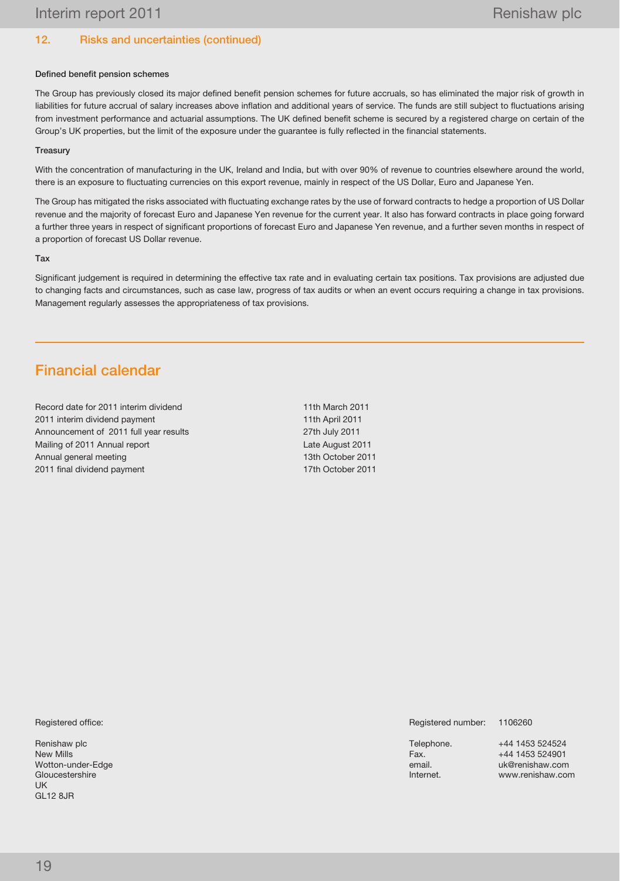## 12. Risks and uncertainties (continued)

**Defined benefit pension schemes**

The Group has previously closed its major defined benefit pension schemes for future accruals, so has eliminated the major risk of growth in liabilities for future accrual of salary increases above inflation and additional years of service. The funds are still subject to fluctuations arising from investment performance and actuarial assumptions. The UK defined benefit scheme is secured by a registered charge on certain of the Group's UK properties, but the limit of the exposure under the guarantee is fully reflected in the financial statements.

**Treasury**

With the concentration of manufacturing in the UK, Ireland and India, but with over 90% of revenue to countries elsewhere around the world, there is an exposure to fluctuating currencies on this export revenue, mainly in respect of the US Dollar, Euro and Japanese Yen.

The Group has mitigated the risks associated with fluctuating exchange rates by the use of forward contracts to hedge a proportion of US Dollar revenue and the majority of forecast Euro and Japanese Yen revenue for the current year. It also has forward contracts in place going forward a further three years in respect of significant proportions of forecast Euro and Japanese Yen revenue, and a further seven months in respect of a proportion of forecast US Dollar revenue.

**Tax**

Significant judgement is required in determining the effective tax rate and in evaluating certain tax positions. Tax provisions are adjusted due to changing facts and circumstances, such as case law, progress of tax audits or when an event occurs requiring a change in tax provisions. Management regularly assesses the appropriateness of tax provisions.

# Financial calendar

| | |
|---|---|
| Record date for 2011 interim dividend | 11th March 2011 |
| 2011 interim dividend payment | 11th April 2011 |
| Announcement of 2011 full year results | 27th July 2011 |
| Mailing of 2011 Annual report | Late August 2011 |
| Annual general meeting | 13th October 2011 |
| 2011 final dividend payment | 17th October 2011 |

Registered office:

Renishaw plc
New Mills
Wotton-under-Edge
Gloucestershire
UK
GL12 8JR

Registered number: 1106260

| | |
|---|---|
| Telephone. | +44 1453 524524 |
| Fax. | +44 1453 524901 |
| email. | uk@renishaw.com |
| Internet. | www.renishaw.com |